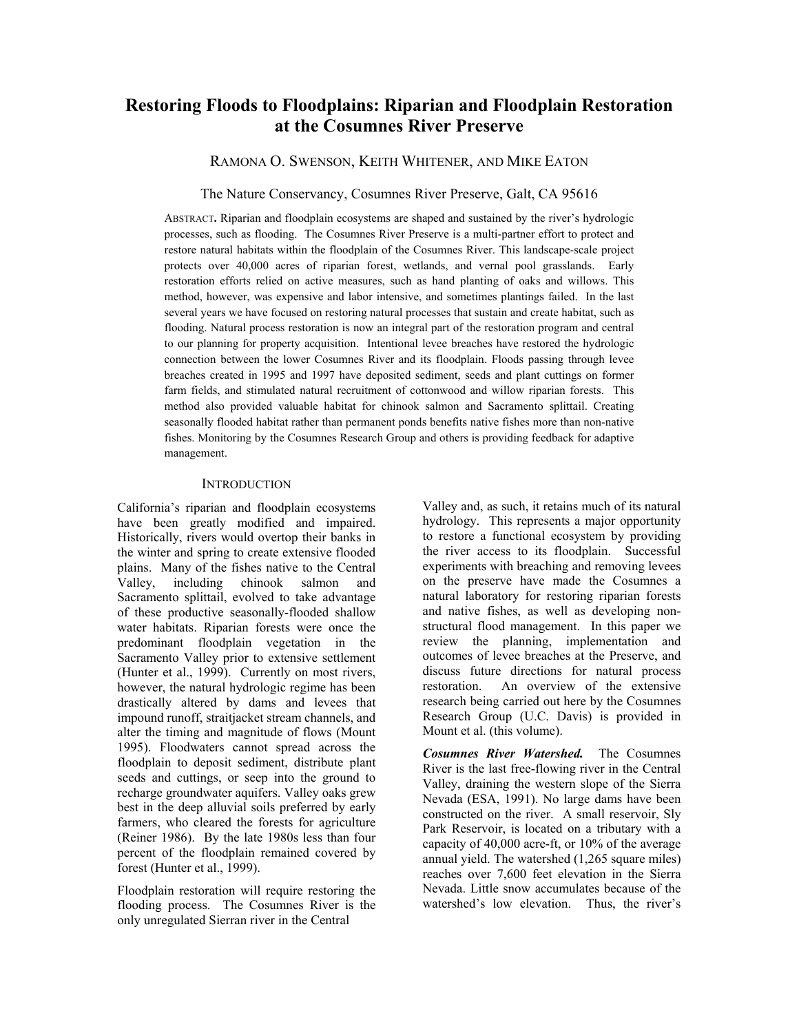# Restoring Floods to Floodplains: Riparian and Floodplain Restoration at the Cosumnes River Preserve

RAMONA O. SWENSON, KEITH WHITENER, AND MIKE EATON

The Nature Conservancy, Cosumnes River Preserve, Galt, CA 95616

ABSTRACT**.** Riparian and floodplain ecosystems are shaped and sustained by the river's hydrologic processes, such as flooding. The Cosumnes River Preserve is a multi-partner effort to protect and restore natural habitats within the floodplain of the Cosumnes River. This landscape-scale project protects over 40,000 acres of riparian forest, wetlands, and vernal pool grasslands. Early restoration efforts relied on active measures, such as hand planting of oaks and willows. This method, however, was expensive and labor intensive, and sometimes plantings failed. In the last several years we have focused on restoring natural processes that sustain and create habitat, such as flooding. Natural process restoration is now an integral part of the restoration program and central to our planning for property acquisition. Intentional levee breaches have restored the hydrologic connection between the lower Cosumnes River and its floodplain. Floods passing through levee breaches created in 1995 and 1997 have deposited sediment, seeds and plant cuttings on former farm fields, and stimulated natural recruitment of cottonwood and willow riparian forests. This method also provided valuable habitat for chinook salmon and Sacramento splittail. Creating seasonally flooded habitat rather than permanent ponds benefits native fishes more than non-native fishes. Monitoring by the Cosumnes Research Group and others is providing feedback for adaptive management.

## INTRODUCTION

California's riparian and floodplain ecosystems have been greatly modified and impaired. Historically, rivers would overtop their banks in the winter and spring to create extensive flooded plains. Many of the fishes native to the Central Valley, including chinook salmon and Sacramento splittail, evolved to take advantage of these productive seasonally-flooded shallow water habitats. Riparian forests were once the predominant floodplain vegetation in the Sacramento Valley prior to extensive settlement (Hunter et al., 1999). Currently on most rivers, however, the natural hydrologic regime has been drastically altered by dams and levees that impound runoff, straitjacket stream channels, and alter the timing and magnitude of flows (Mount 1995). Floodwaters cannot spread across the floodplain to deposit sediment, distribute plant seeds and cuttings, or seep into the ground to recharge groundwater aquifers. Valley oaks grew best in the deep alluvial soils preferred by early farmers, who cleared the forests for agriculture (Reiner 1986). By the late 1980s less than four percent of the floodplain remained covered by forest (Hunter et al., 1999).

Floodplain restoration will require restoring the flooding process. The Cosumnes River is the only unregulated Sierran river in the Central Valley and, as such, it retains much of its natural hydrology. This represents a major opportunity to restore a functional ecosystem by providing the river access to its floodplain. Successful experiments with breaching and removing levees on the preserve have made the Cosumnes a natural laboratory for restoring riparian forests and native fishes, as well as developing non-structural flood management. In this paper we review the planning, implementation and outcomes of levee breaches at the Preserve, and discuss future directions for natural process restoration. An overview of the extensive research being carried out here by the Cosumnes Research Group (U.C. Davis) is provided in Mount et al. (this volume).

***Cosumnes River Watershed.*** The Cosumnes River is the last free-flowing river in the Central Valley, draining the western slope of the Sierra Nevada (ESA, 1991). No large dams have been constructed on the river. A small reservoir, Sly Park Reservoir, is located on a tributary with a capacity of 40,000 acre-ft, or 10% of the average annual yield. The watershed (1,265 square miles) reaches over 7,600 feet elevation in the Sierra Nevada. Little snow accumulates because of the watershed's low elevation. Thus, the river's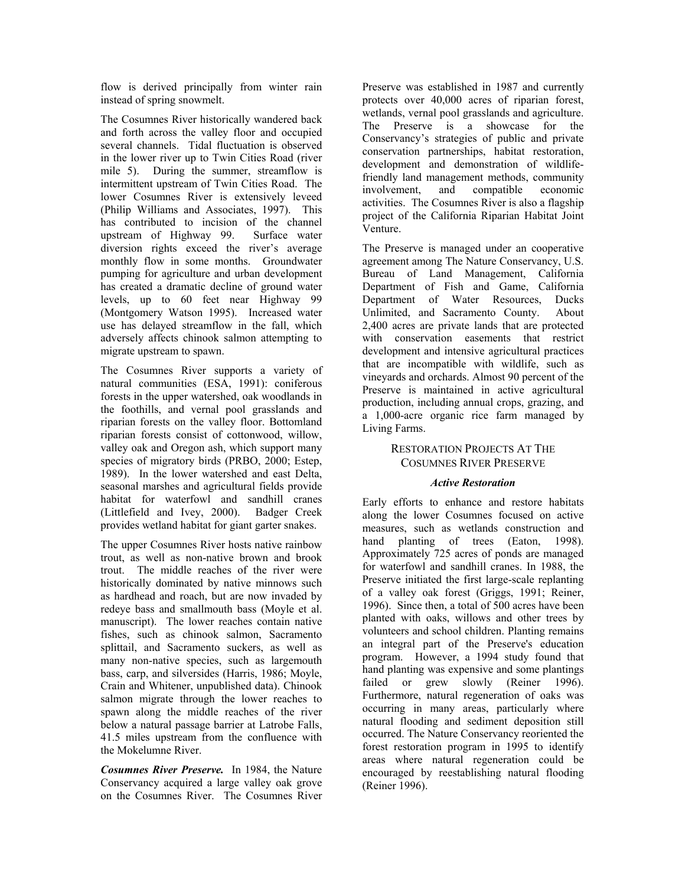flow is derived principally from winter rain instead of spring snowmelt.

The Cosumnes River historically wandered back and forth across the valley floor and occupied several channels. Tidal fluctuation is observed in the lower river up to Twin Cities Road (river mile 5). During the summer, streamflow is intermittent upstream of Twin Cities Road. The lower Cosumnes River is extensively leveed (Philip Williams and Associates, 1997). This has contributed to incision of the channel upstream of Highway 99. Surface water diversion rights exceed the river's average monthly flow in some months. Groundwater pumping for agriculture and urban development has created a dramatic decline of ground water levels, up to 60 feet near Highway 99 (Montgomery Watson 1995). Increased water use has delayed streamflow in the fall, which adversely affects chinook salmon attempting to migrate upstream to spawn.

The Cosumnes River supports a variety of natural communities (ESA, 1991): coniferous forests in the upper watershed, oak woodlands in the foothills, and vernal pool grasslands and riparian forests on the valley floor. Bottomland riparian forests consist of cottonwood, willow, valley oak and Oregon ash, which support many species of migratory birds (PRBO, 2000; Estep, 1989). In the lower watershed and east Delta, seasonal marshes and agricultural fields provide habitat for waterfowl and sandhill cranes (Littlefield and Ivey, 2000). Badger Creek provides wetland habitat for giant garter snakes.

The upper Cosumnes River hosts native rainbow trout, as well as non-native brown and brook trout. The middle reaches of the river were historically dominated by native minnows such as hardhead and roach, but are now invaded by redeye bass and smallmouth bass (Moyle et al. manuscript). The lower reaches contain native fishes, such as chinook salmon, Sacramento splittail, and Sacramento suckers, as well as many non-native species, such as largemouth bass, carp, and silversides (Harris, 1986; Moyle, Crain and Whitener, unpublished data). Chinook salmon migrate through the lower reaches to spawn along the middle reaches of the river below a natural passage barrier at Latrobe Falls, 41.5 miles upstream from the confluence with the Mokelumne River.

***Cosumnes River Preserve.*** In 1984, the Nature Conservancy acquired a large valley oak grove on the Cosumnes River. The Cosumnes River Preserve was established in 1987 and currently protects over 40,000 acres of riparian forest, wetlands, vernal pool grasslands and agriculture. The Preserve is a showcase for the Conservancy's strategies of public and private conservation partnerships, habitat restoration, development and demonstration of wildlife-friendly land management methods, community involvement, and compatible economic activities. The Cosumnes River is also a flagship project of the California Riparian Habitat Joint Venture.

The Preserve is managed under an cooperative agreement among The Nature Conservancy, U.S. Bureau of Land Management, California Department of Fish and Game, California Department of Water Resources, Ducks Unlimited, and Sacramento County. About 2,400 acres are private lands that are protected with conservation easements that restrict development and intensive agricultural practices that are incompatible with wildlife, such as vineyards and orchards. Almost 90 percent of the Preserve is maintained in active agricultural production, including annual crops, grazing, and a 1,000-acre organic rice farm managed by Living Farms.

## Restoration Projects At The Cosumnes River Preserve

### *Active Restoration*

Early efforts to enhance and restore habitats along the lower Cosumnes focused on active measures, such as wetlands construction and hand planting of trees (Eaton, 1998). Approximately 725 acres of ponds are managed for waterfowl and sandhill cranes. In 1988, the Preserve initiated the first large-scale replanting of a valley oak forest (Griggs, 1991; Reiner, 1996). Since then, a total of 500 acres have been planted with oaks, willows and other trees by volunteers and school children. Planting remains an integral part of the Preserve's education program. However, a 1994 study found that hand planting was expensive and some plantings failed or grew slowly (Reiner 1996). Furthermore, natural regeneration of oaks was occurring in many areas, particularly where natural flooding and sediment deposition still occurred. The Nature Conservancy reoriented the forest restoration program in 1995 to identify areas where natural regeneration could be encouraged by reestablishing natural flooding (Reiner 1996).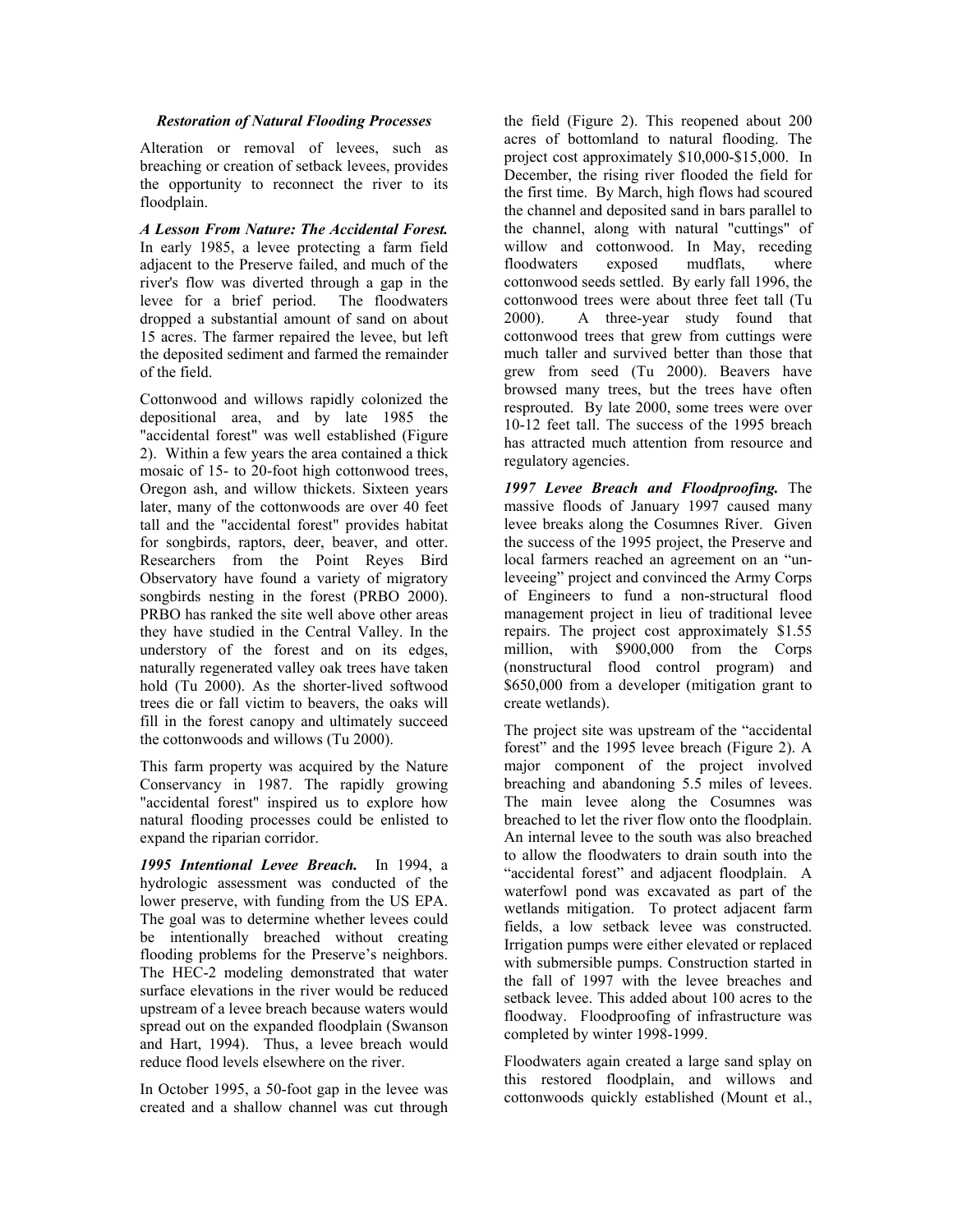***Restoration of Natural Flooding Processes***

Alteration or removal of levees, such as breaching or creation of setback levees, provides the opportunity to reconnect the river to its floodplain.

***A Lesson From Nature: The Accidental Forest.*** In early 1985, a levee protecting a farm field adjacent to the Preserve failed, and much of the river's flow was diverted through a gap in the levee for a brief period. The floodwaters dropped a substantial amount of sand on about 15 acres. The farmer repaired the levee, but left the deposited sediment and farmed the remainder of the field.

Cottonwood and willows rapidly colonized the depositional area, and by late 1985 the "accidental forest" was well established (Figure 2). Within a few years the area contained a thick mosaic of 15- to 20-foot high cottonwood trees, Oregon ash, and willow thickets. Sixteen years later, many of the cottonwoods are over 40 feet tall and the "accidental forest" provides habitat for songbirds, raptors, deer, beaver, and otter. Researchers from the Point Reyes Bird Observatory have found a variety of migratory songbirds nesting in the forest (PRBO 2000). PRBO has ranked the site well above other areas they have studied in the Central Valley. In the understory of the forest and on its edges, naturally regenerated valley oak trees have taken hold (Tu 2000). As the shorter-lived softwood trees die or fall victim to beavers, the oaks will fill in the forest canopy and ultimately succeed the cottonwoods and willows (Tu 2000).

This farm property was acquired by the Nature Conservancy in 1987. The rapidly growing "accidental forest" inspired us to explore how natural flooding processes could be enlisted to expand the riparian corridor.

***1995 Intentional Levee Breach.*** In 1994, a hydrologic assessment was conducted of the lower preserve, with funding from the US EPA. The goal was to determine whether levees could be intentionally breached without creating flooding problems for the Preserve's neighbors. The HEC-2 modeling demonstrated that water surface elevations in the river would be reduced upstream of a levee breach because waters would spread out on the expanded floodplain (Swanson and Hart, 1994). Thus, a levee breach would reduce flood levels elsewhere on the river.

In October 1995, a 50-foot gap in the levee was created and a shallow channel was cut through the field (Figure 2). This reopened about 200 acres of bottomland to natural flooding. The project cost approximately $10,000-$15,000. In December, the rising river flooded the field for the first time. By March, high flows had scoured the channel and deposited sand in bars parallel to the channel, along with natural "cuttings" of willow and cottonwood. In May, receding floodwaters exposed mudflats, where cottonwood seeds settled. By early fall 1996, the cottonwood trees were about three feet tall (Tu 2000). A three-year study found that cottonwood trees that grew from cuttings were much taller and survived better than those that grew from seed (Tu 2000). Beavers have browsed many trees, but the trees have often resprouted. By late 2000, some trees were over 10-12 feet tall. The success of the 1995 breach has attracted much attention from resource and regulatory agencies.

***1997 Levee Breach and Floodproofing.*** The massive floods of January 1997 caused many levee breaks along the Cosumnes River. Given the success of the 1995 project, the Preserve and local farmers reached an agreement on an "un-leveeing" project and convinced the Army Corps of Engineers to fund a non-structural flood management project in lieu of traditional levee repairs. The project cost approximately $1.55 million, with $900,000 from the Corps (nonstructural flood control program) and $650,000 from a developer (mitigation grant to create wetlands).

The project site was upstream of the "accidental forest" and the 1995 levee breach (Figure 2). A major component of the project involved breaching and abandoning 5.5 miles of levees. The main levee along the Cosumnes was breached to let the river flow onto the floodplain. An internal levee to the south was also breached to allow the floodwaters to drain south into the "accidental forest" and adjacent floodplain. A waterfowl pond was excavated as part of the wetlands mitigation. To protect adjacent farm fields, a low setback levee was constructed. Irrigation pumps were either elevated or replaced with submersible pumps. Construction started in the fall of 1997 with the levee breaches and setback levee. This added about 100 acres to the floodway. Floodproofing of infrastructure was completed by winter 1998-1999.

Floodwaters again created a large sand splay on this restored floodplain, and willows and cottonwoods quickly established (Mount et al.,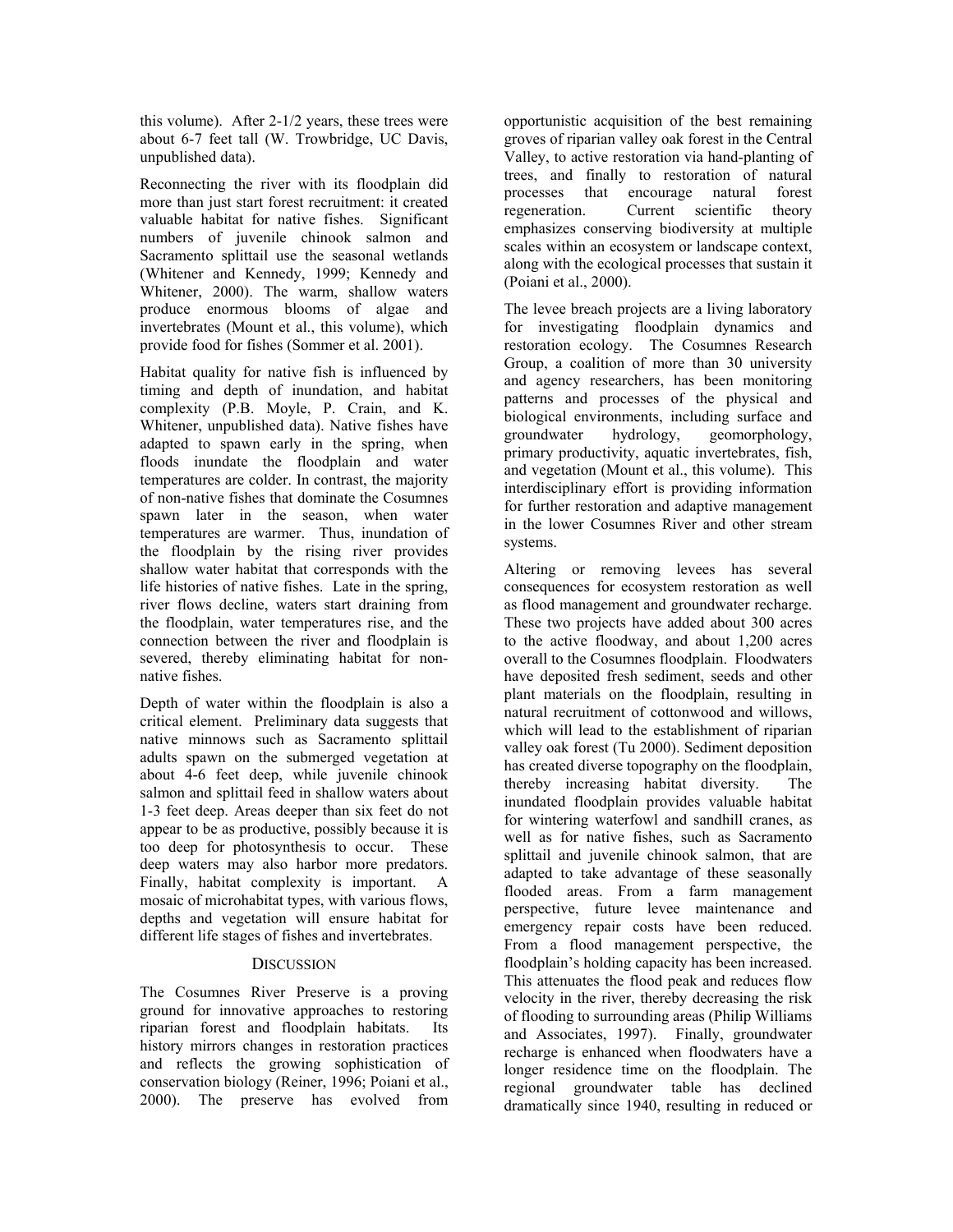this volume). After 2-1/2 years, these trees were about 6-7 feet tall (W. Trowbridge, UC Davis, unpublished data).

Reconnecting the river with its floodplain did more than just start forest recruitment: it created valuable habitat for native fishes. Significant numbers of juvenile chinook salmon and Sacramento splittail use the seasonal wetlands (Whitener and Kennedy, 1999; Kennedy and Whitener, 2000). The warm, shallow waters produce enormous blooms of algae and invertebrates (Mount et al., this volume), which provide food for fishes (Sommer et al. 2001).

Habitat quality for native fish is influenced by timing and depth of inundation, and habitat complexity (P.B. Moyle, P. Crain, and K. Whitener, unpublished data). Native fishes have adapted to spawn early in the spring, when floods inundate the floodplain and water temperatures are colder. In contrast, the majority of non-native fishes that dominate the Cosumnes spawn later in the season, when water temperatures are warmer. Thus, inundation of the floodplain by the rising river provides shallow water habitat that corresponds with the life histories of native fishes. Late in the spring, river flows decline, waters start draining from the floodplain, water temperatures rise, and the connection between the river and floodplain is severed, thereby eliminating habitat for non-native fishes.

Depth of water within the floodplain is also a critical element. Preliminary data suggests that native minnows such as Sacramento splittail adults spawn on the submerged vegetation at about 4-6 feet deep, while juvenile chinook salmon and splittail feed in shallow waters about 1-3 feet deep. Areas deeper than six feet do not appear to be as productive, possibly because it is too deep for photosynthesis to occur. These deep waters may also harbor more predators. Finally, habitat complexity is important. A mosaic of microhabitat types, with various flows, depths and vegetation will ensure habitat for different life stages of fishes and invertebrates.

## DISCUSSION

The Cosumnes River Preserve is a proving ground for innovative approaches to restoring riparian forest and floodplain habitats. Its history mirrors changes in restoration practices and reflects the growing sophistication of conservation biology (Reiner, 1996; Poiani et al., 2000). The preserve has evolved from opportunistic acquisition of the best remaining groves of riparian valley oak forest in the Central Valley, to active restoration via hand-planting of trees, and finally to restoration of natural processes that encourage natural forest regeneration. Current scientific theory emphasizes conserving biodiversity at multiple scales within an ecosystem or landscape context, along with the ecological processes that sustain it (Poiani et al., 2000).

The levee breach projects are a living laboratory for investigating floodplain dynamics and restoration ecology. The Cosumnes Research Group, a coalition of more than 30 university and agency researchers, has been monitoring patterns and processes of the physical and biological environments, including surface and groundwater hydrology, geomorphology, primary productivity, aquatic invertebrates, fish, and vegetation (Mount et al., this volume). This interdisciplinary effort is providing information for further restoration and adaptive management in the lower Cosumnes River and other stream systems.

Altering or removing levees has several consequences for ecosystem restoration as well as flood management and groundwater recharge. These two projects have added about 300 acres to the active floodway, and about 1,200 acres overall to the Cosumnes floodplain. Floodwaters have deposited fresh sediment, seeds and other plant materials on the floodplain, resulting in natural recruitment of cottonwood and willows, which will lead to the establishment of riparian valley oak forest (Tu 2000). Sediment deposition has created diverse topography on the floodplain, thereby increasing habitat diversity. The inundated floodplain provides valuable habitat for wintering waterfowl and sandhill cranes, as well as for native fishes, such as Sacramento splittail and juvenile chinook salmon, that are adapted to take advantage of these seasonally flooded areas. From a farm management perspective, future levee maintenance and emergency repair costs have been reduced. From a flood management perspective, the floodplain's holding capacity has been increased. This attenuates the flood peak and reduces flow velocity in the river, thereby decreasing the risk of flooding to surrounding areas (Philip Williams and Associates, 1997). Finally, groundwater recharge is enhanced when floodwaters have a longer residence time on the floodplain. The regional groundwater table has declined dramatically since 1940, resulting in reduced or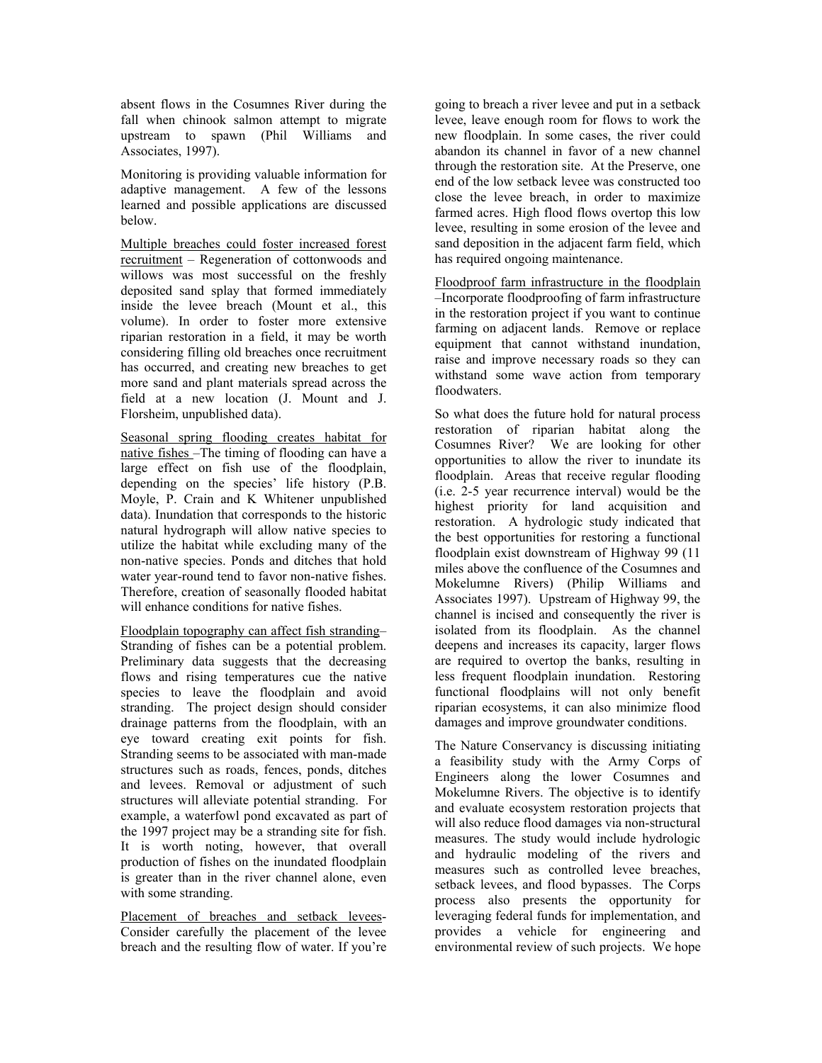absent flows in the Cosumnes River during the fall when chinook salmon attempt to migrate upstream to spawn (Phil Williams and Associates, 1997).

Monitoring is providing valuable information for adaptive management. A few of the lessons learned and possible applications are discussed below.

<u>Multiple breaches could foster increased forest recruitment</u> – Regeneration of cottonwoods and willows was most successful on the freshly deposited sand splay that formed immediately inside the levee breach (Mount et al., this volume). In order to foster more extensive riparian restoration in a field, it may be worth considering filling old breaches once recruitment has occurred, and creating new breaches to get more sand and plant materials spread across the field at a new location (J. Mount and J. Florsheim, unpublished data).

<u>Seasonal spring flooding creates habitat for native fishes</u> –The timing of flooding can have a large effect on fish use of the floodplain, depending on the species' life history (P.B. Moyle, P. Crain and K Whitener unpublished data). Inundation that corresponds to the historic natural hydrograph will allow native species to utilize the habitat while excluding many of the non-native species. Ponds and ditches that hold water year-round tend to favor non-native fishes. Therefore, creation of seasonally flooded habitat will enhance conditions for native fishes.

<u>Floodplain topography can affect fish stranding</u>– Stranding of fishes can be a potential problem. Preliminary data suggests that the decreasing flows and rising temperatures cue the native species to leave the floodplain and avoid stranding. The project design should consider drainage patterns from the floodplain, with an eye toward creating exit points for fish. Stranding seems to be associated with man-made structures such as roads, fences, ponds, ditches and levees. Removal or adjustment of such structures will alleviate potential stranding. For example, a waterfowl pond excavated as part of the 1997 project may be a stranding site for fish. It is worth noting, however, that overall production of fishes on the inundated floodplain is greater than in the river channel alone, even with some stranding.

<u>Placement of breaches and setback levees</u>- Consider carefully the placement of the levee breach and the resulting flow of water. If you're going to breach a river levee and put in a setback levee, leave enough room for flows to work the new floodplain. In some cases, the river could abandon its channel in favor of a new channel through the restoration site. At the Preserve, one end of the low setback levee was constructed too close the levee breach, in order to maximize farmed acres. High flood flows overtop this low levee, resulting in some erosion of the levee and sand deposition in the adjacent farm field, which has required ongoing maintenance.

<u>Floodproof farm infrastructure in the floodplain</u> –Incorporate floodproofing of farm infrastructure in the restoration project if you want to continue farming on adjacent lands. Remove or replace equipment that cannot withstand inundation, raise and improve necessary roads so they can withstand some wave action from temporary floodwaters.

So what does the future hold for natural process restoration of riparian habitat along the Cosumnes River? We are looking for other opportunities to allow the river to inundate its floodplain. Areas that receive regular flooding (i.e. 2-5 year recurrence interval) would be the highest priority for land acquisition and restoration. A hydrologic study indicated that the best opportunities for restoring a functional floodplain exist downstream of Highway 99 (11 miles above the confluence of the Cosumnes and Mokelumne Rivers) (Philip Williams and Associates 1997). Upstream of Highway 99, the channel is incised and consequently the river is isolated from its floodplain. As the channel deepens and increases its capacity, larger flows are required to overtop the banks, resulting in less frequent floodplain inundation. Restoring functional floodplains will not only benefit riparian ecosystems, it can also minimize flood damages and improve groundwater conditions.

The Nature Conservancy is discussing initiating a feasibility study with the Army Corps of Engineers along the lower Cosumnes and Mokelumne Rivers. The objective is to identify and evaluate ecosystem restoration projects that will also reduce flood damages via non-structural measures. The study would include hydrologic and hydraulic modeling of the rivers and measures such as controlled levee breaches, setback levees, and flood bypasses. The Corps process also presents the opportunity for leveraging federal funds for implementation, and provides a vehicle for engineering and environmental review of such projects. We hope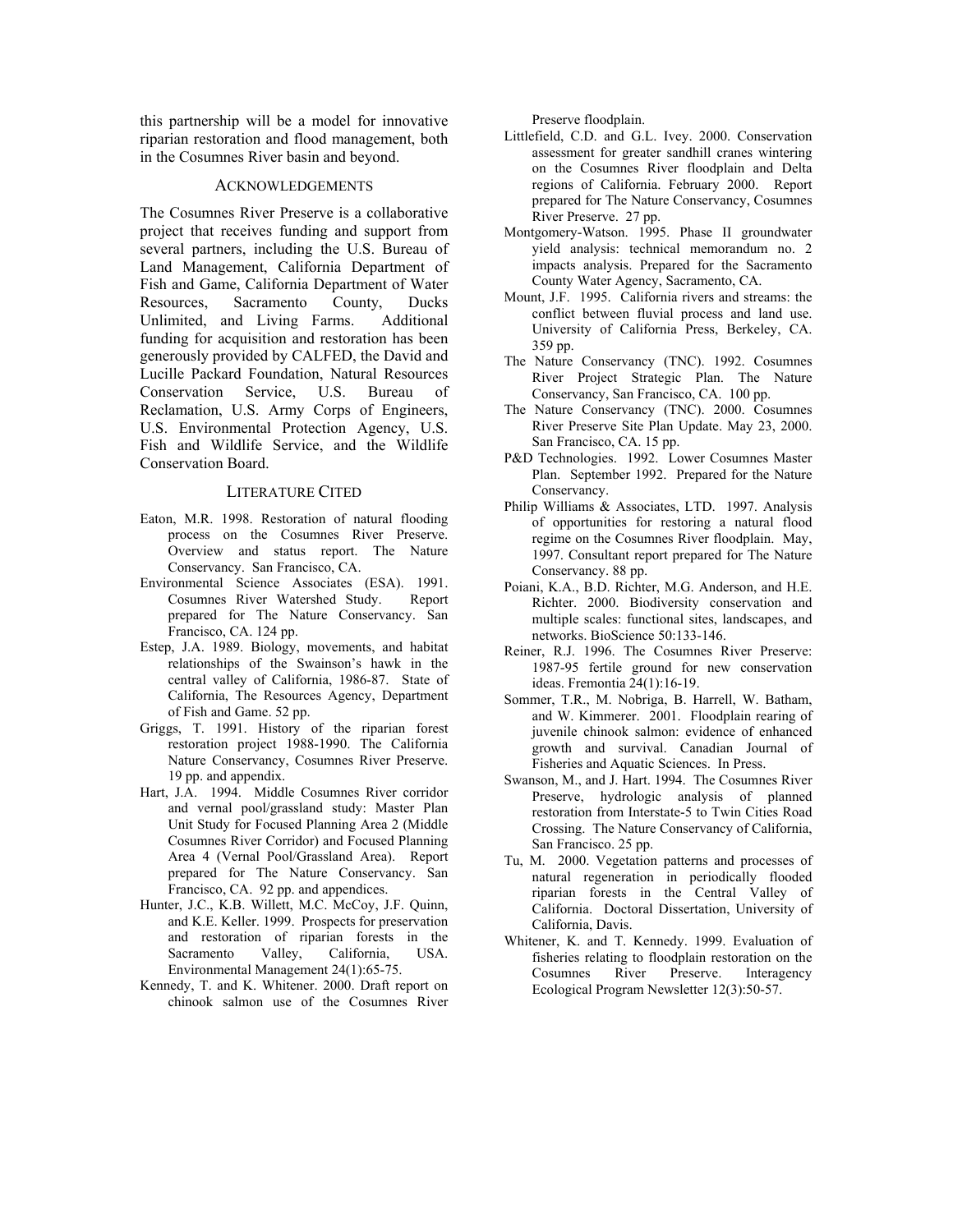this partnership will be a model for innovative riparian restoration and flood management, both in the Cosumnes River basin and beyond.

## ACKNOWLEDGEMENTS

The Cosumnes River Preserve is a collaborative project that receives funding and support from several partners, including the U.S. Bureau of Land Management, California Department of Fish and Game, California Department of Water Resources, Sacramento County, Ducks Unlimited, and Living Farms. Additional funding for acquisition and restoration has been generously provided by CALFED, the David and Lucille Packard Foundation, Natural Resources Conservation Service, U.S. Bureau of Reclamation, U.S. Army Corps of Engineers, U.S. Environmental Protection Agency, U.S. Fish and Wildlife Service, and the Wildlife Conservation Board.

## LITERATURE CITED

Eaton, M.R. 1998. Restoration of natural flooding process on the Cosumnes River Preserve. Overview and status report. The Nature Conservancy. San Francisco, CA.

Environmental Science Associates (ESA). 1991. Cosumnes River Watershed Study. Report prepared for The Nature Conservancy. San Francisco, CA. 124 pp.

Estep, J.A. 1989. Biology, movements, and habitat relationships of the Swainson's hawk in the central valley of California, 1986-87. State of California, The Resources Agency, Department of Fish and Game. 52 pp.

Griggs, T. 1991. History of the riparian forest restoration project 1988-1990. The California Nature Conservancy, Cosumnes River Preserve. 19 pp. and appendix.

Hart, J.A. 1994. Middle Cosumnes River corridor and vernal pool/grassland study: Master Plan Unit Study for Focused Planning Area 2 (Middle Cosumnes River Corridor) and Focused Planning Area 4 (Vernal Pool/Grassland Area). Report prepared for The Nature Conservancy. San Francisco, CA. 92 pp. and appendices.

Hunter, J.C., K.B. Willett, M.C. McCoy, J.F. Quinn, and K.E. Keller. 1999. Prospects for preservation and restoration of riparian forests in the Sacramento Valley, California, USA. Environmental Management 24(1):65-75.

Kennedy, T. and K. Whitener. 2000. Draft report on chinook salmon use of the Cosumnes River Preserve floodplain.

Littlefield, C.D. and G.L. Ivey. 2000. Conservation assessment for greater sandhill cranes wintering on the Cosumnes River floodplain and Delta regions of California. February 2000. Report prepared for The Nature Conservancy, Cosumnes River Preserve. 27 pp.

Montgomery-Watson. 1995. Phase II groundwater yield analysis: technical memorandum no. 2 impacts analysis. Prepared for the Sacramento County Water Agency, Sacramento, CA.

Mount, J.F. 1995. California rivers and streams: the conflict between fluvial process and land use. University of California Press, Berkeley, CA. 359 pp.

The Nature Conservancy (TNC). 1992. Cosumnes River Project Strategic Plan. The Nature Conservancy, San Francisco, CA. 100 pp.

The Nature Conservancy (TNC). 2000. Cosumnes River Preserve Site Plan Update. May 23, 2000. San Francisco, CA. 15 pp.

P&D Technologies. 1992. Lower Cosumnes Master Plan. September 1992. Prepared for the Nature Conservancy.

Philip Williams & Associates, LTD. 1997. Analysis of opportunities for restoring a natural flood regime on the Cosumnes River floodplain. May, 1997. Consultant report prepared for The Nature Conservancy. 88 pp.

Poiani, K.A., B.D. Richter, M.G. Anderson, and H.E. Richter. 2000. Biodiversity conservation and multiple scales: functional sites, landscapes, and networks. BioScience 50:133-146.

Reiner, R.J. 1996. The Cosumnes River Preserve: 1987-95 fertile ground for new conservation ideas. Fremontia 24(1):16-19.

Sommer, T.R., M. Nobriga, B. Harrell, W. Batham, and W. Kimmerer. 2001. Floodplain rearing of juvenile chinook salmon: evidence of enhanced growth and survival. Canadian Journal of Fisheries and Aquatic Sciences. In Press.

Swanson, M., and J. Hart. 1994. The Cosumnes River Preserve, hydrologic analysis of planned restoration from Interstate-5 to Twin Cities Road Crossing. The Nature Conservancy of California, San Francisco. 25 pp.

Tu, M. 2000. Vegetation patterns and processes of natural regeneration in periodically flooded riparian forests in the Central Valley of California. Doctoral Dissertation, University of California, Davis.

Whitener, K. and T. Kennedy. 1999. Evaluation of fisheries relating to floodplain restoration on the Cosumnes River Preserve. Interagency Ecological Program Newsletter 12(3):50-57.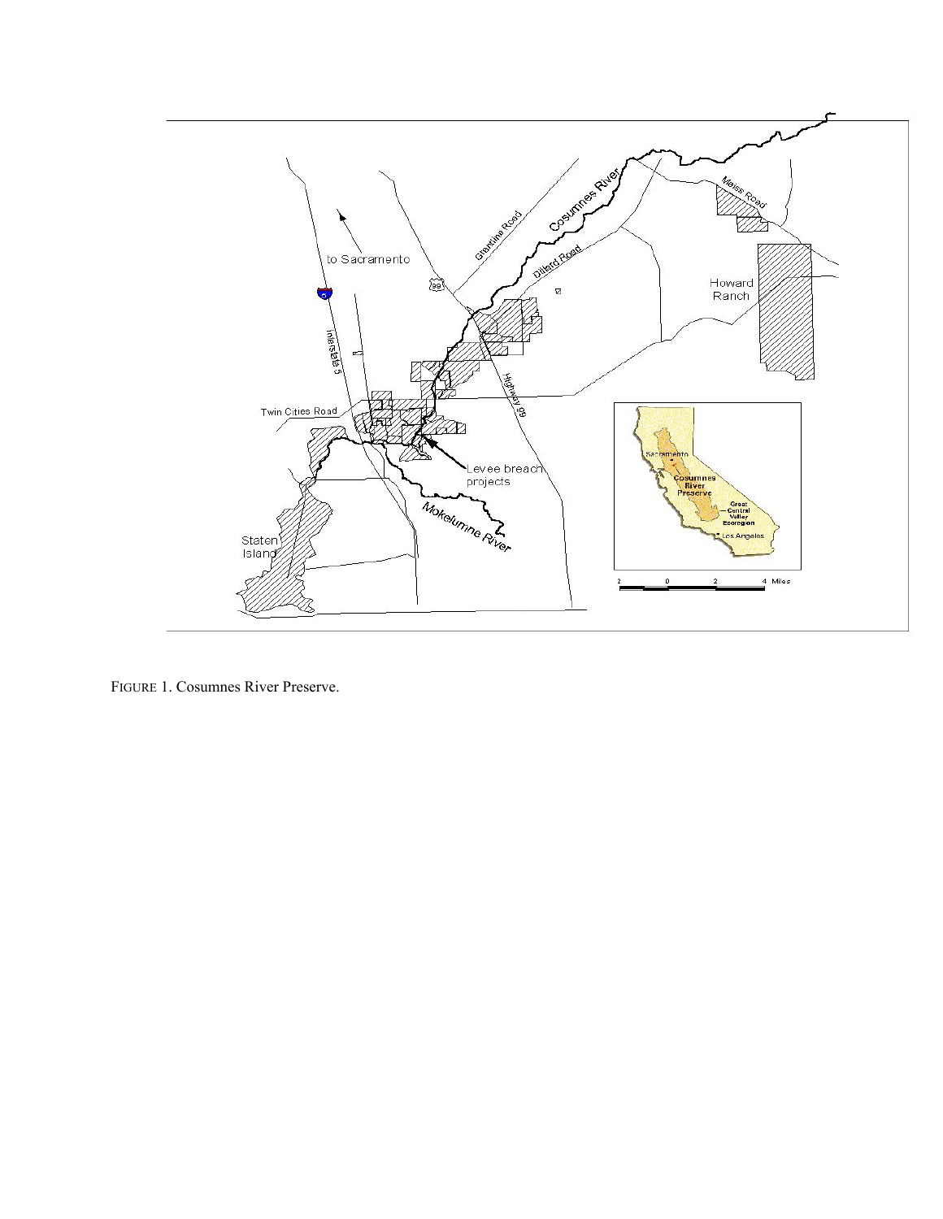FIGURE 1. Cosumnes River Preserve.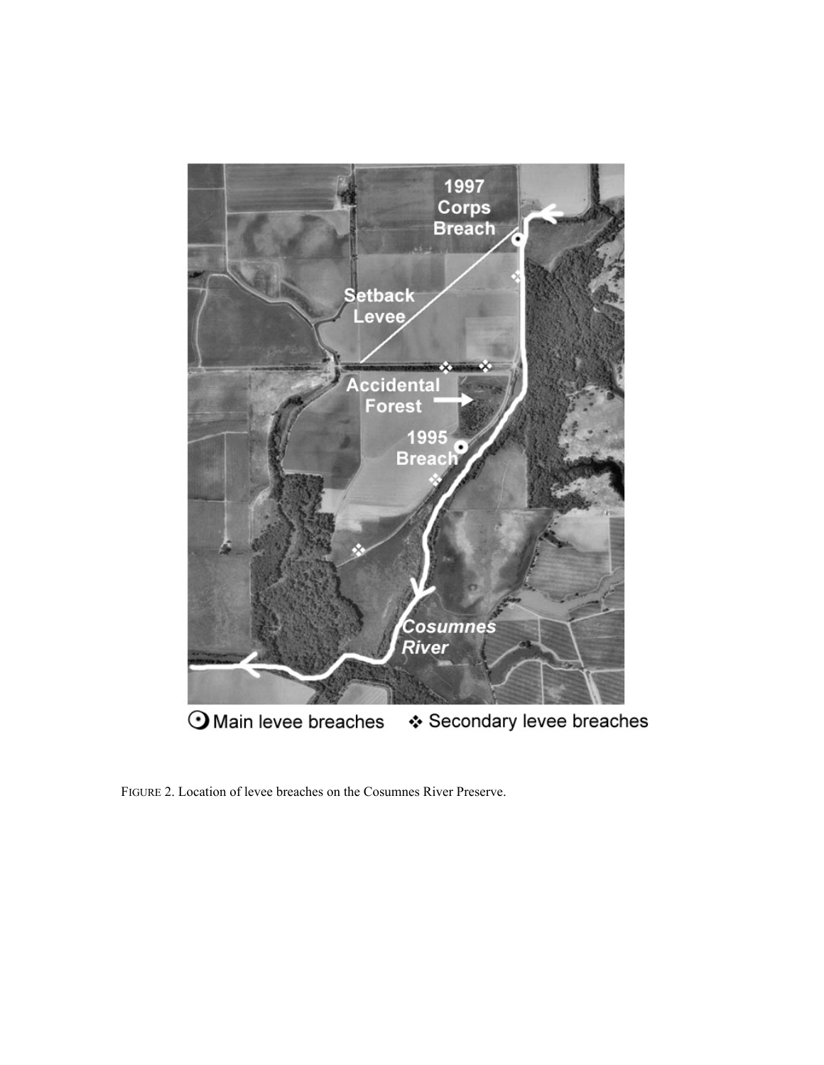1997
Corps
Breach

Setback
Levee

Accidental
Forest

1995
Breach

Cosumnes
River

⊙ Main levee breaches ❖ Secondary levee breaches

FIGURE 2. Location of levee breaches on the Cosumnes River Preserve.